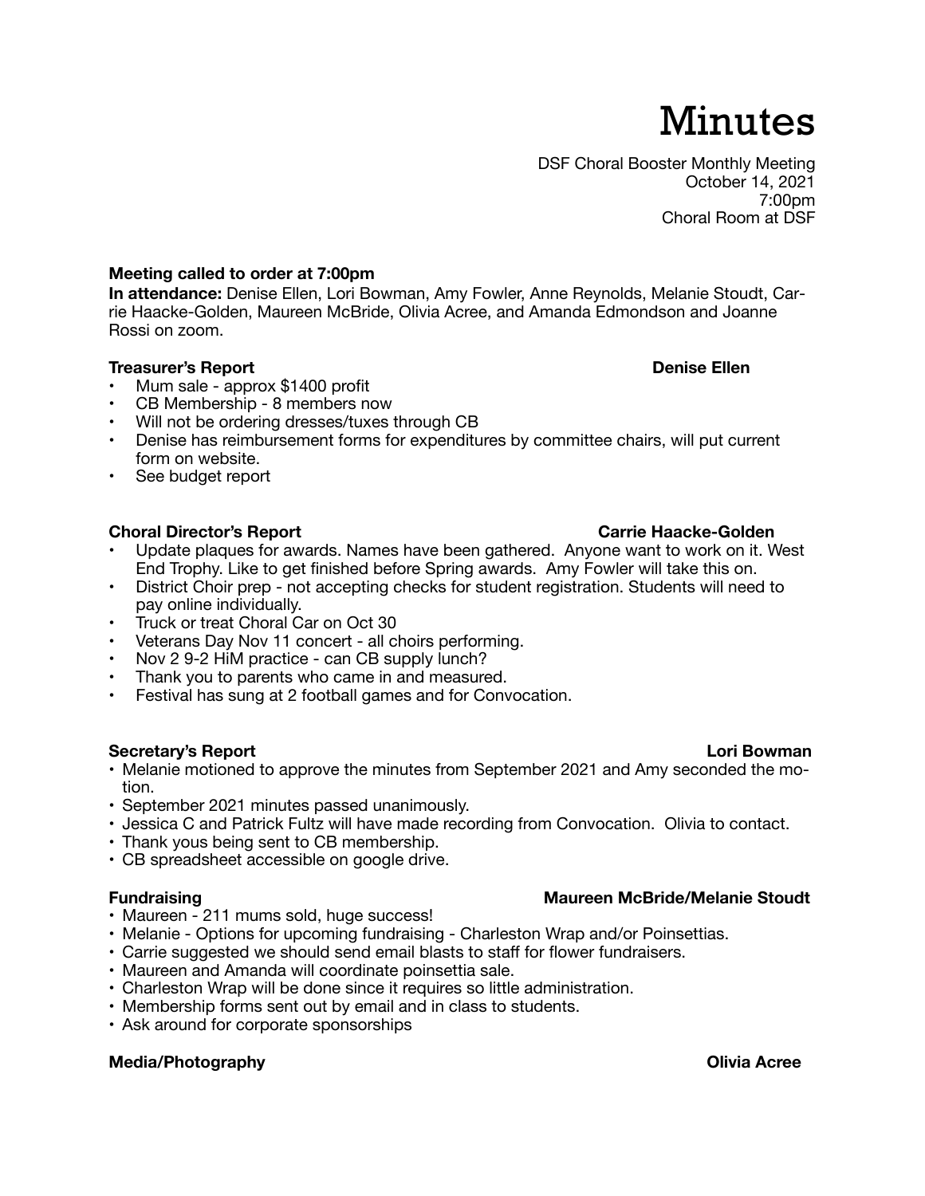# Minutes

DSF Choral Booster Monthly Meeting
October 14, 2021
7:00pm
Choral Room at DSF

**Meeting called to order at 7:00pm**
**In attendance:** Denise Ellen, Lori Bowman, Amy Fowler, Anne Reynolds, Melanie Stoudt, Carrie Haacke-Golden, Maureen McBride, Olivia Acree, and Amanda Edmondson and Joanne Rossi on zoom.

**Treasurer's Report** **Denise Ellen**

- Mum sale - approx $1400 profit
- CB Membership - 8 members now
- Will not be ordering dresses/tuxes through CB
- Denise has reimbursement forms for expenditures by committee chairs, will put current form on website.
- See budget report

**Choral Director's Report** **Carrie Haacke-Golden**

- Update plaques for awards. Names have been gathered. Anyone want to work on it. West End Trophy. Like to get finished before Spring awards. Amy Fowler will take this on.
- District Choir prep - not accepting checks for student registration. Students will need to pay online individually.
- Truck or treat Choral Car on Oct 30
- Veterans Day Nov 11 concert - all choirs performing.
- Nov 2 9-2 HiM practice - can CB supply lunch?
- Thank you to parents who came in and measured.
- Festival has sung at 2 football games and for Convocation.

**Secretary's Report** **Lori Bowman**

- Melanie motioned to approve the minutes from September 2021 and Amy seconded the motion.
- September 2021 minutes passed unanimously.
- Jessica C and Patrick Fultz will have made recording from Convocation. Olivia to contact.
- Thank yous being sent to CB membership.
- CB spreadsheet accessible on google drive.

**Fundraising** **Maureen McBride/Melanie Stoudt**

- Maureen - 211 mums sold, huge success!
- Melanie - Options for upcoming fundraising - Charleston Wrap and/or Poinsettias.
- Carrie suggested we should send email blasts to staff for flower fundraisers.
- Maureen and Amanda will coordinate poinsettia sale.
- Charleston Wrap will be done since it requires so little administration.
- Membership forms sent out by email and in class to students.
- Ask around for corporate sponsorships

**Media/Photography** **Olivia Acree**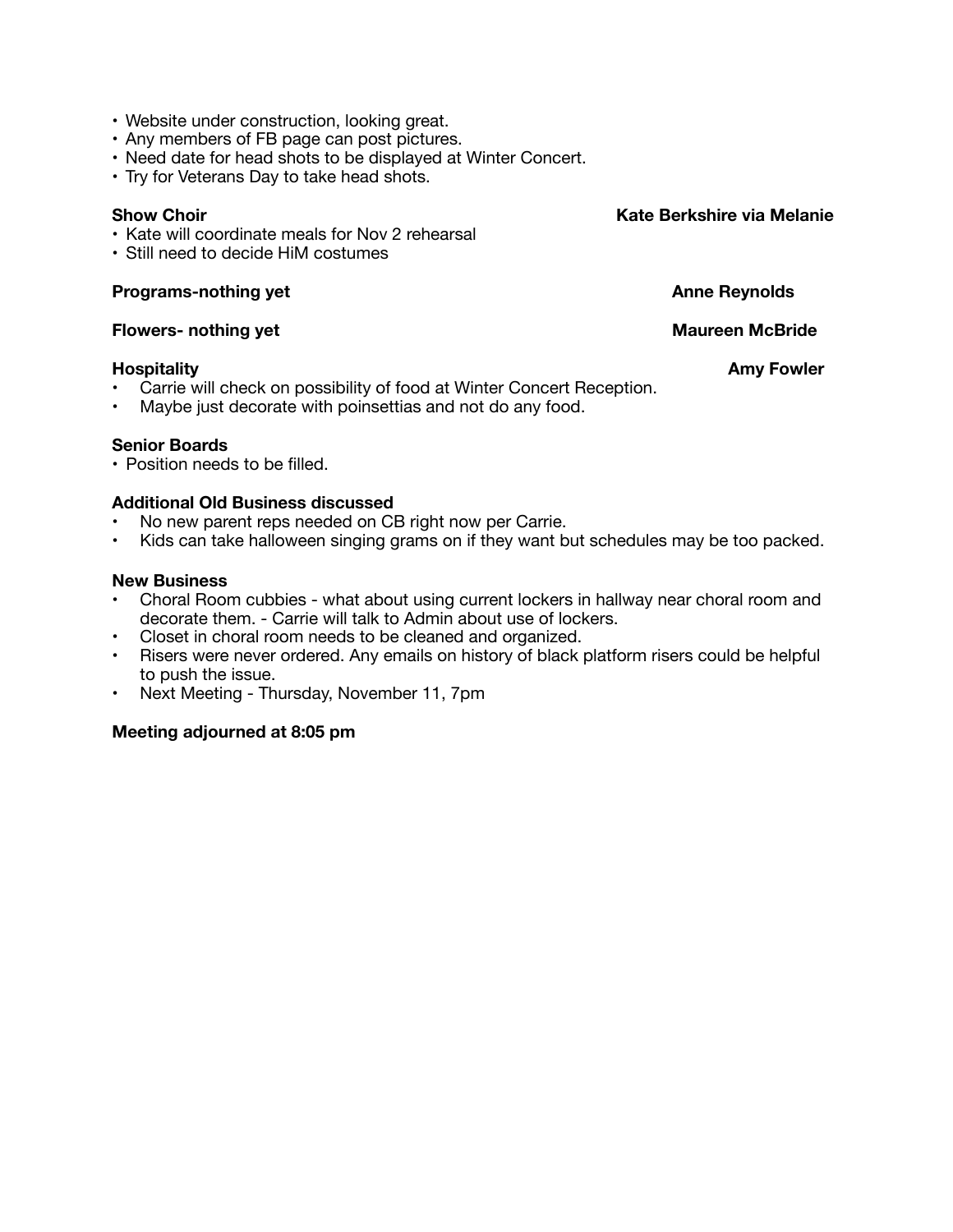- Website under construction, looking great.
- Any members of FB page can post pictures.
- Need date for head shots to be displayed at Winter Concert.
- Try for Veterans Day to take head shots.

**Show Choir** **Kate Berkshire via Melanie**

- Kate will coordinate meals for Nov 2 rehearsal
- Still need to decide HiM costumes

**Programs-nothing yet** **Anne Reynolds**

**Flowers- nothing yet** **Maureen McBride**

**Hospitality** **Amy Fowler**

- Carrie will check on possibility of food at Winter Concert Reception.
- Maybe just decorate with poinsettias and not do any food.

**Senior Boards**

- Position needs to be filled.

**Additional Old Business discussed**

- No new parent reps needed on CB right now per Carrie.
- Kids can take halloween singing grams on if they want but schedules may be too packed.

**New Business**

- Choral Room cubbies - what about using current lockers in hallway near choral room and decorate them. - Carrie will talk to Admin about use of lockers.
- Closet in choral room needs to be cleaned and organized.
- Risers were never ordered. Any emails on history of black platform risers could be helpful to push the issue.
- Next Meeting - Thursday, November 11, 7pm

**Meeting adjourned at 8:05 pm**